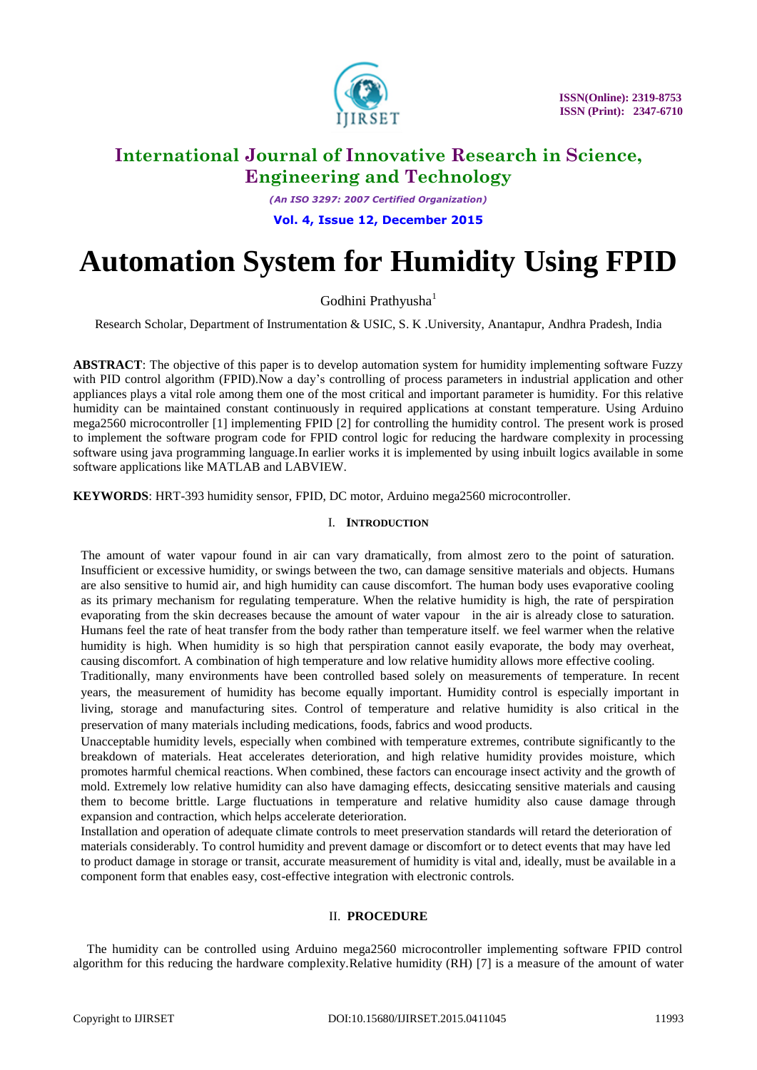# International Journal of Innovative Research in Science, Engineering and Technology

*(An ISO 3297: 2007 Certified Organization)*

**Vol. 4, Issue 12, December 2015**

# Automation System for Humidity Using FPID

Godhini Prathyusha[1]

Research Scholar, Department of Instrumentation & USIC, S. K .University, Anantapur, Andhra Pradesh, India

**ABSTRACT**: The objective of this paper is to develop automation system for humidity implementing software Fuzzy with PID control algorithm (FPID).Now a day's controlling of process parameters in industrial application and other appliances plays a vital role among them one of the most critical and important parameter is humidity. For this relative humidity can be maintained constant continuously in required applications at constant temperature. Using Arduino mega2560 microcontroller [1] implementing FPID [2] for controlling the humidity control. The present work is prosed to implement the software program code for FPID control logic for reducing the hardware complexity in processing software using java programming language.In earlier works it is implemented by using inbuilt logics available in some software applications like MATLAB and LABVIEW.

**KEYWORDS**: HRT-393 humidity sensor, FPID, DC motor, Arduino mega2560 microcontroller.

## I. INTRODUCTION

The amount of water vapour found in air can vary dramatically, from almost zero to the point of saturation. Insufficient or excessive humidity, or swings between the two, can damage sensitive materials and objects. Humans are also sensitive to humid air, and high humidity can cause discomfort. The human body uses evaporative cooling as its primary mechanism for regulating temperature. When the relative humidity is high, the rate of perspiration evaporating from the skin decreases because the amount of water vapour in the air is already close to saturation. Humans feel the rate of heat transfer from the body rather than temperature itself. we feel warmer when the relative humidity is high. When humidity is so high that perspiration cannot easily evaporate, the body may overheat, causing discomfort. A combination of high temperature and low relative humidity allows more effective cooling.

Traditionally, many environments have been controlled based solely on measurements of temperature. In recent years, the measurement of humidity has become equally important. Humidity control is especially important in living, storage and manufacturing sites. Control of temperature and relative humidity is also critical in the preservation of many materials including medications, foods, fabrics and wood products.

Unacceptable humidity levels, especially when combined with temperature extremes, contribute significantly to the breakdown of materials. Heat accelerates deterioration, and high relative humidity provides moisture, which promotes harmful chemical reactions. When combined, these factors can encourage insect activity and the growth of mold. Extremely low relative humidity can also have damaging effects, desiccating sensitive materials and causing them to become brittle. Large fluctuations in temperature and relative humidity also cause damage through expansion and contraction, which helps accelerate deterioration.

Installation and operation of adequate climate controls to meet preservation standards will retard the deterioration of materials considerably. To control humidity and prevent damage or discomfort or to detect events that may have led to product damage in storage or transit, accurate measurement of humidity is vital and, ideally, must be available in a component form that enables easy, cost-effective integration with electronic controls.

## II. PROCEDURE

The humidity can be controlled using Arduino mega2560 microcontroller implementing software FPID control algorithm for this reducing the hardware complexity.Relative humidity (RH) [7] is a measure of the amount of water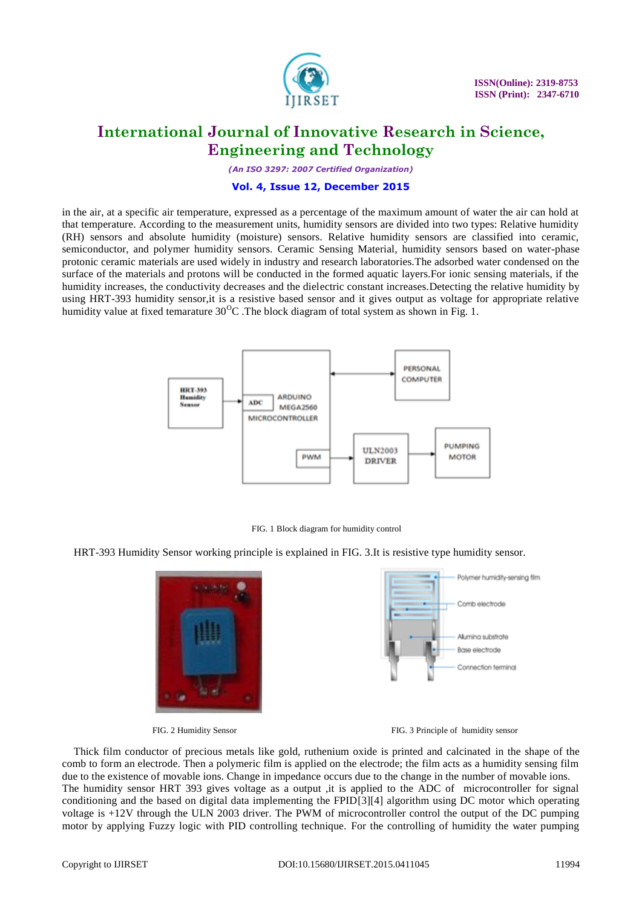in the air, at a specific air temperature, expressed as a percentage of the maximum amount of water the air can hold at that temperature. According to the measurement units, humidity sensors are divided into two types: Relative humidity (RH) sensors and absolute humidity (moisture) sensors. Relative humidity sensors are classified into ceramic, semiconductor, and polymer humidity sensors. Ceramic Sensing Material, humidity sensors based on water-phase protonic ceramic materials are used widely in industry and research laboratories.The adsorbed water condensed on the surface of the materials and protons will be conducted in the formed aquatic layers.For ionic sensing materials, if the humidity increases, the conductivity decreases and the dielectric constant increases.Detecting the relative humidity by using HRT-393 humidity sensor,it is a resistive based sensor and it gives output as voltage for appropriate relative humidity value at fixed temarature $30^{O}$C .The block diagram of total system as shown in Fig. 1.

FIG. 1 Block diagram for humidity control

HRT-393 Humidity Sensor working principle is explained in FIG. 3.It is resistive type humidity sensor.

FIG. 2 Humidity Sensor

FIG. 3 Principle of humidity sensor

Thick film conductor of precious metals like gold, ruthenium oxide is printed and calcinated in the shape of the comb to form an electrode. Then a polymeric film is applied on the electrode; the film acts as a humidity sensing film due to the existence of movable ions. Change in impedance occurs due to the change in the number of movable ions.
The humidity sensor HRT 393 gives voltage as a output ,it is applied to the ADC of microcontroller for signal conditioning and the based on digital data implementing the FPID[3][4] algorithm using DC motor which operating voltage is +12V through the ULN 2003 driver. The PWM of microcontroller control the output of the DC pumping motor by applying Fuzzy logic with PID controlling technique. For the controlling of humidity the water pumping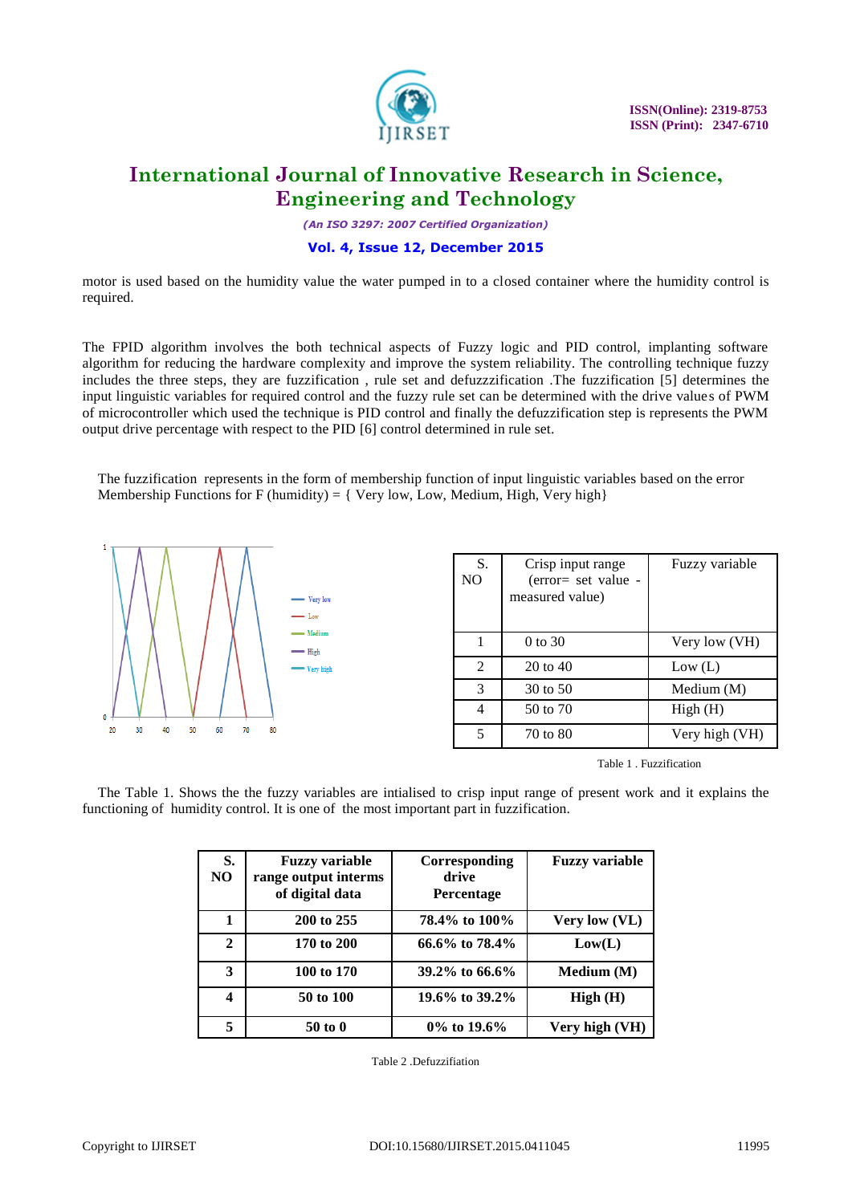motor is used based on the humidity value the water pumped in to a closed container where the humidity control is required.

The FPID algorithm involves the both technical aspects of Fuzzy logic and PID control, implanting software algorithm for reducing the hardware complexity and improve the system reliability. The controlling technique fuzzy includes the three steps, they are fuzzification , rule set and defuzzzification .The fuzzification [5] determines the input linguistic variables for required control and the fuzzy rule set can be determined with the drive values of PWM of microcontroller which used the technique is PID control and finally the defuzzification step is represents the PWM output drive percentage with respect to the PID [6] control determined in rule set.

The fuzzification represents in the form of membership function of input linguistic variables based on the error Membership Functions for F (humidity) = { Very low, Low, Medium, High, Very high}

| S. NO | Crisp input range (error= set value - measured value) | Fuzzy variable |
|---|---|---|
| 1 | 0 to 30 | Very low (VH) |
| 2 | 20 to 40 | Low (L) |
| 3 | 30 to 50 | Medium (M) |
| 4 | 50 to 70 | High (H) |
| 5 | 70 to 80 | Very high (VH) |

Table 1 . Fuzzification

The Table 1. Shows the the fuzzy variables are intialised to crisp input range of present work and it explains the functioning of humidity control. It is one of the most important part in fuzzification.

| S. NO | Fuzzy variable range output interms of digital data | Corresponding drive Percentage | Fuzzy variable |
|---|---|---|---|
| 1 | 200 to 255 | 78.4% to 100% | Very low (VL) |
| 2 | 170 to 200 | 66.6% to 78.4% | Low(L) |
| 3 | 100 to 170 | 39.2% to 66.6% | Medium (M) |
| 4 | 50 to 100 | 19.6% to 39.2% | High (H) |
| 5 | 50 to 0 | 0% to 19.6% | Very high (VH) |

Table 2 .Defuzzification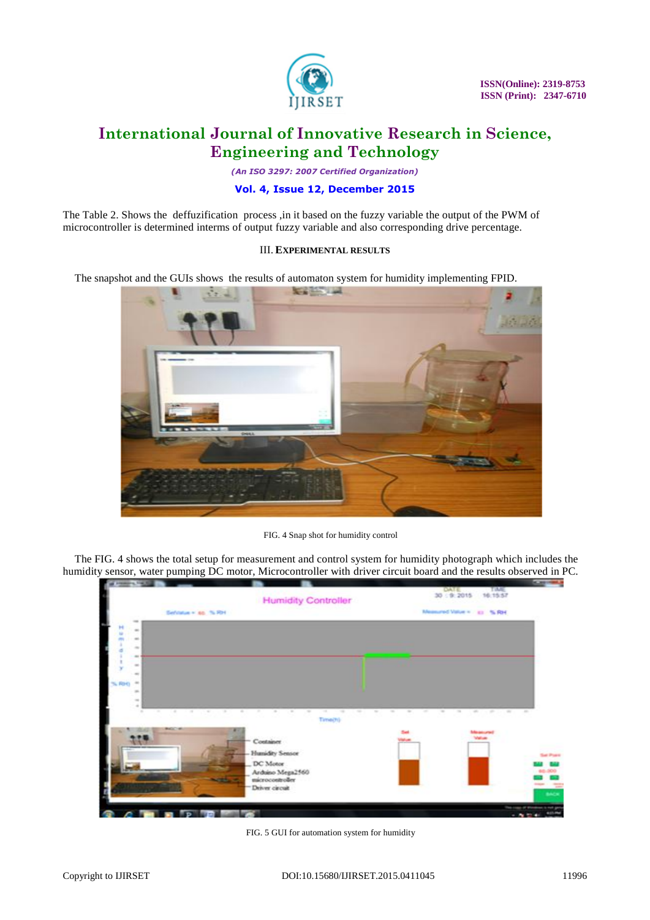The Table 2. Shows the deffuzification process ,in it based on the fuzzy variable the output of the PWM of microcontroller is determined interms of output fuzzy variable and also corresponding drive percentage.

## III. EXPERIMENTAL RESULTS

The snapshot and the GUIs shows the results of automaton system for humidity implementing FPID.

FIG. 4 Snap shot for humidity control

The FIG. 4 shows the total setup for measurement and control system for humidity photograph which includes the humidity sensor, water pumping DC motor, Microcontroller with driver circuit board and the results observed in PC.

FIG. 5 GUI for automation system for humidity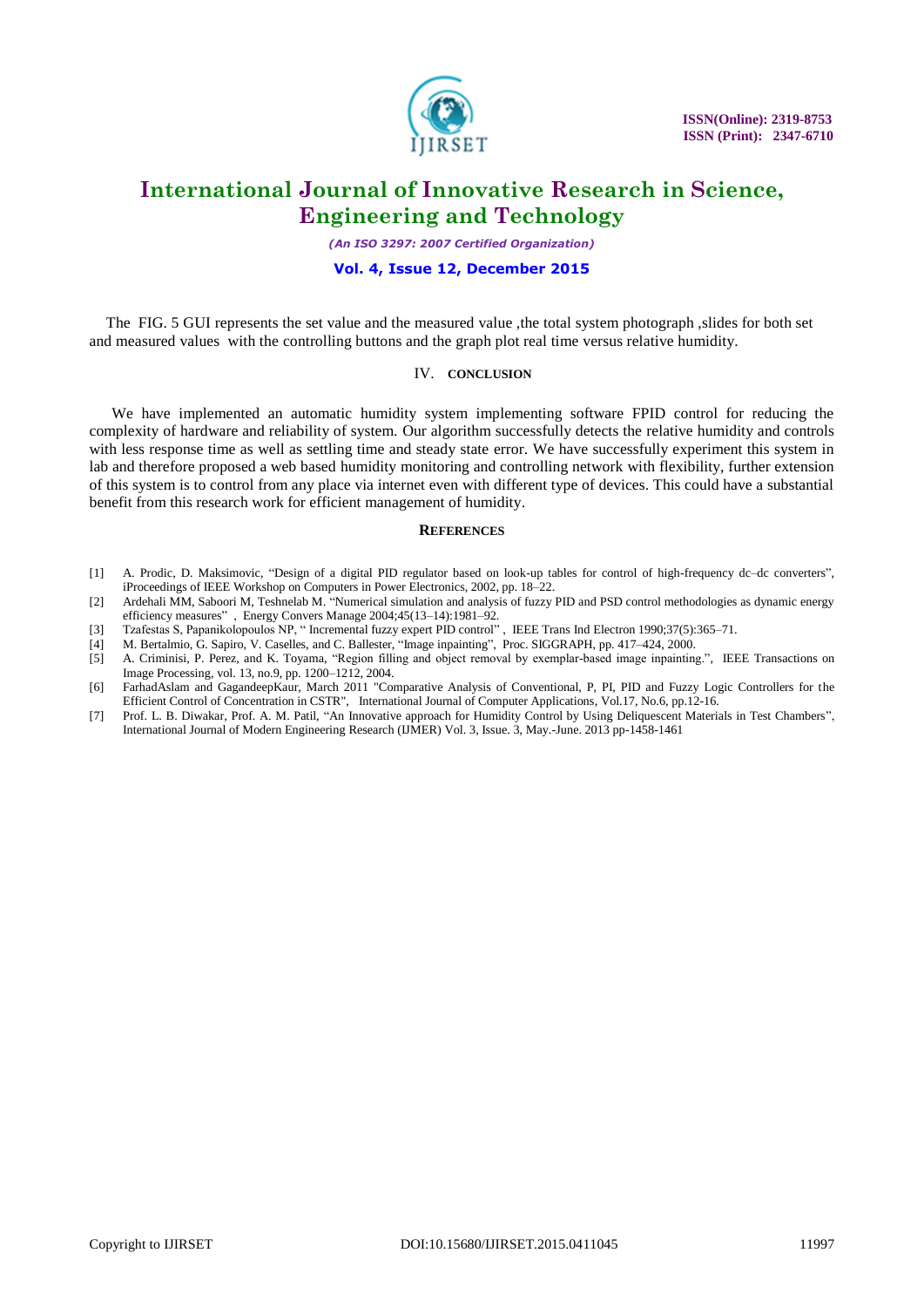The FIG. 5 GUI represents the set value and the measured value ,the total system photograph ,slides for both set and measured values with the controlling buttons and the graph plot real time versus relative humidity.

## IV. CONCLUSION

We have implemented an automatic humidity system implementing software FPID control for reducing the complexity of hardware and reliability of system. Our algorithm successfully detects the relative humidity and controls with less response time as well as settling time and steady state error. We have successfully experiment this system in lab and therefore proposed a web based humidity monitoring and controlling network with flexibility, further extension of this system is to control from any place via internet even with different type of devices. This could have a substantial benefit from this research work for efficient management of humidity.

## REFERENCES

[1] A. Prodic, D. Maksimovic, “Design of a digital PID regulator based on look-up tables for control of high-frequency dc–dc converters”, iProceedings of IEEE Workshop on Computers in Power Electronics, 2002, pp. 18–22.

[2] Ardehali MM, Saboori M, Teshnelab M. “Numerical simulation and analysis of fuzzy PID and PSD control methodologies as dynamic energy efficiency measures” , Energy Convers Manage 2004;45(13–14):1981–92.

[3] Tzafestas S, Papanikolopoulos NP, “ Incremental fuzzy expert PID control” , IEEE Trans Ind Electron 1990;37(5):365–71.

[4] M. Bertalmio, G. Sapiro, V. Caselles, and C. Ballester, “Image inpainting”, Proc. SIGGRAPH, pp. 417–424, 2000.

[5] A. Criminisi, P. Perez, and K. Toyama, “Region filling and object removal by exemplar-based image inpainting.”, IEEE Transactions on Image Processing, vol. 13, no.9, pp. 1200–1212, 2004.

[6] FarhadAslam and GagandeepKaur, March 2011 "Comparative Analysis of Conventional, P, PI, PID and Fuzzy Logic Controllers for the Efficient Control of Concentration in CSTR", International Journal of Computer Applications, Vol.17, No.6, pp.12-16.

[7] Prof. L. B. Diwakar, Prof. A. M. Patil, “An Innovative approach for Humidity Control by Using Deliquescent Materials in Test Chambers”, International Journal of Modern Engineering Research (IJMER) Vol. 3, Issue. 3, May.-June. 2013 pp-1458-1461